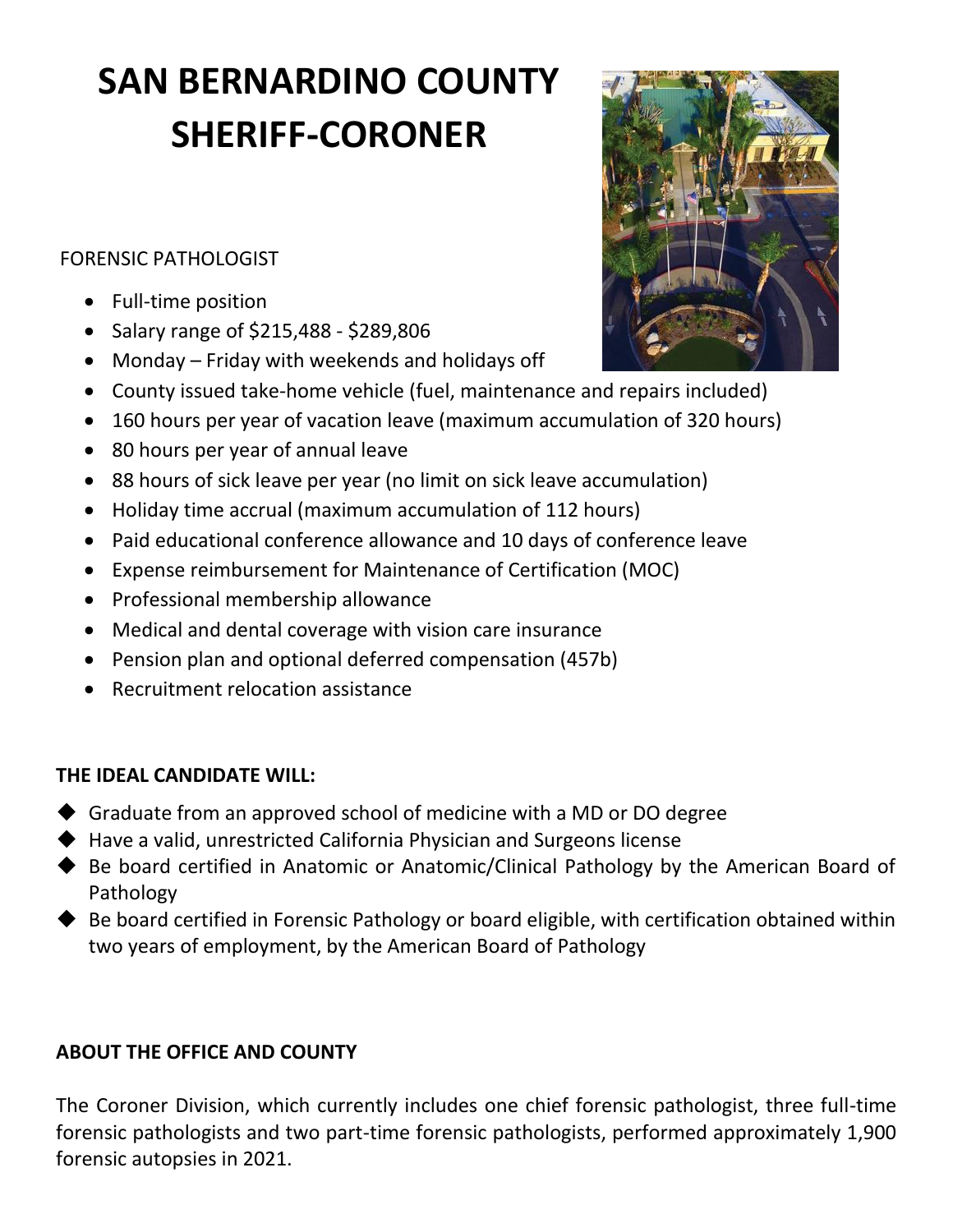# SAN BERNARDINO COUNTY SHERIFF-CORONER

FORENSIC PATHOLOGIST

- Full-time position
- Salary range of $215,488 - $289,806
- Monday – Friday with weekends and holidays off
- County issued take-home vehicle (fuel, maintenance and repairs included)
- 160 hours per year of vacation leave (maximum accumulation of 320 hours)
- 80 hours per year of annual leave
- 88 hours of sick leave per year (no limit on sick leave accumulation)
- Holiday time accrual (maximum accumulation of 112 hours)
- Paid educational conference allowance and 10 days of conference leave
- Expense reimbursement for Maintenance of Certification (MOC)
- Professional membership allowance
- Medical and dental coverage with vision care insurance
- Pension plan and optional deferred compensation (457b)
- Recruitment relocation assistance

**THE IDEAL CANDIDATE WILL:**

- Graduate from an approved school of medicine with a MD or DO degree
- Have a valid, unrestricted California Physician and Surgeons license
- Be board certified in Anatomic or Anatomic/Clinical Pathology by the American Board of Pathology
- Be board certified in Forensic Pathology or board eligible, with certification obtained within two years of employment, by the American Board of Pathology

**ABOUT THE OFFICE AND COUNTY**

The Coroner Division, which currently includes one chief forensic pathologist, three full-time forensic pathologists and two part-time forensic pathologists, performed approximately 1,900 forensic autopsies in 2021.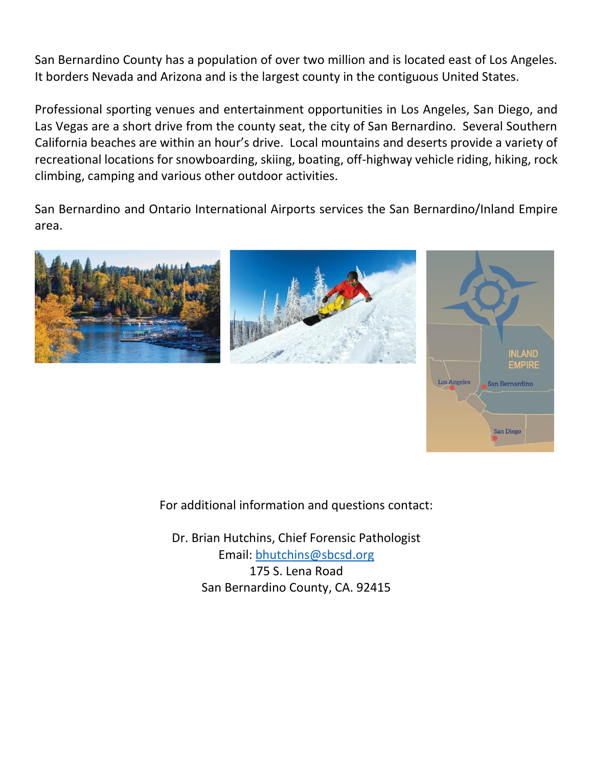San Bernardino County has a population of over two million and is located east of Los Angeles. It borders Nevada and Arizona and is the largest county in the contiguous United States.

Professional sporting venues and entertainment opportunities in Los Angeles, San Diego, and Las Vegas are a short drive from the county seat, the city of San Bernardino. Several Southern California beaches are within an hour's drive. Local mountains and deserts provide a variety of recreational locations for snowboarding, skiing, boating, off-highway vehicle riding, hiking, rock climbing, camping and various other outdoor activities.

San Bernardino and Ontario International Airports services the San Bernardino/Inland Empire area.

For additional information and questions contact:

Dr. Brian Hutchins, Chief Forensic Pathologist
Email: bhutchins@sbcsd.org
175 S. Lena Road
San Bernardino County, CA. 92415